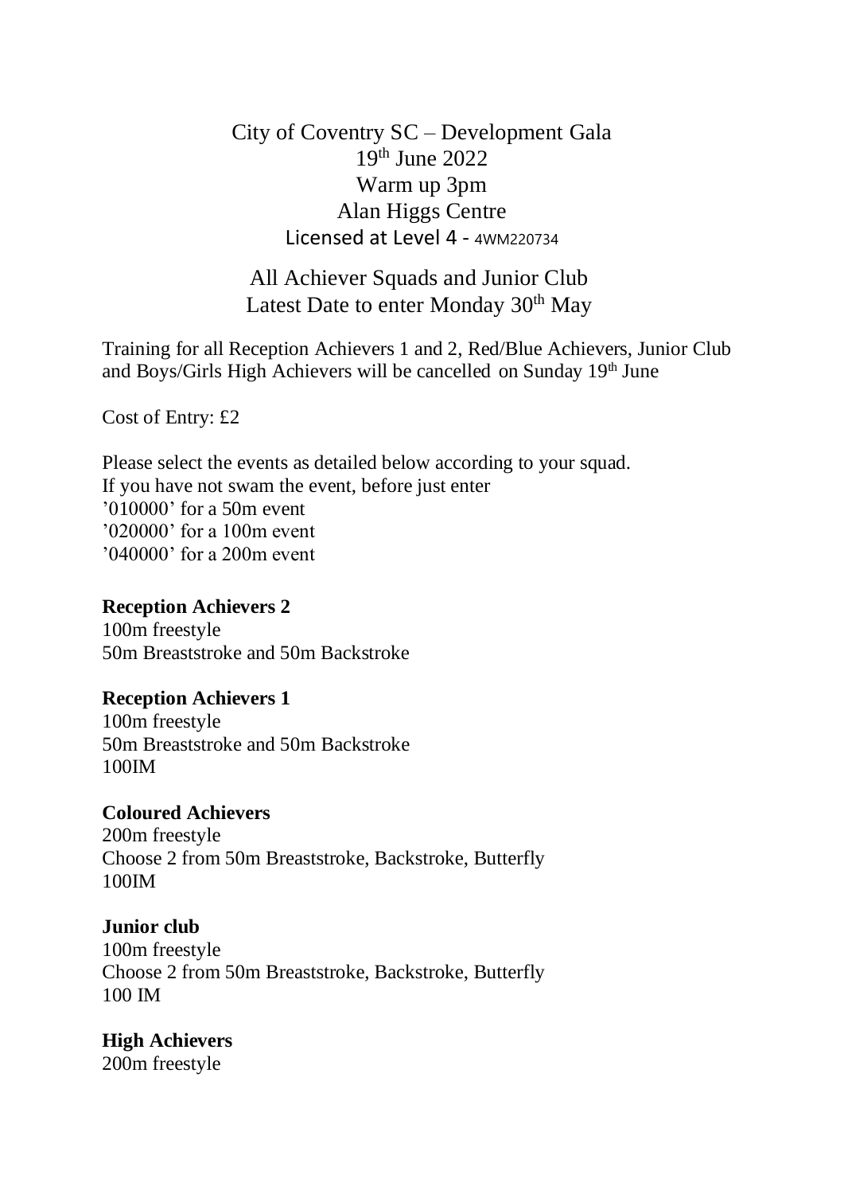# City of Coventry SC – Development Gala

19th June 2022

Warm up 3pm

Alan Higgs Centre

Licensed at Level 4 - 4WM220734

## All Achiever Squads and Junior Club

Latest Date to enter Monday 30th May

Training for all Reception Achievers 1 and 2, Red/Blue Achievers, Junior Club and Boys/Girls High Achievers will be cancelled on Sunday 19th June

Cost of Entry: £2

Please select the events as detailed below according to your squad.
If you have not swam the event, before just enter
'010000' for a 50m event
'020000' for a 100m event
'040000' for a 200m event

**Reception Achievers 2**
100m freestyle
50m Breaststroke and 50m Backstroke

**Reception Achievers 1**
100m freestyle
50m Breaststroke and 50m Backstroke
100IM

**Coloured Achievers**
200m freestyle
Choose 2 from 50m Breaststroke, Backstroke, Butterfly
100IM

**Junior club**
100m freestyle
Choose 2 from 50m Breaststroke, Backstroke, Butterfly
100 IM

**High Achievers**
200m freestyle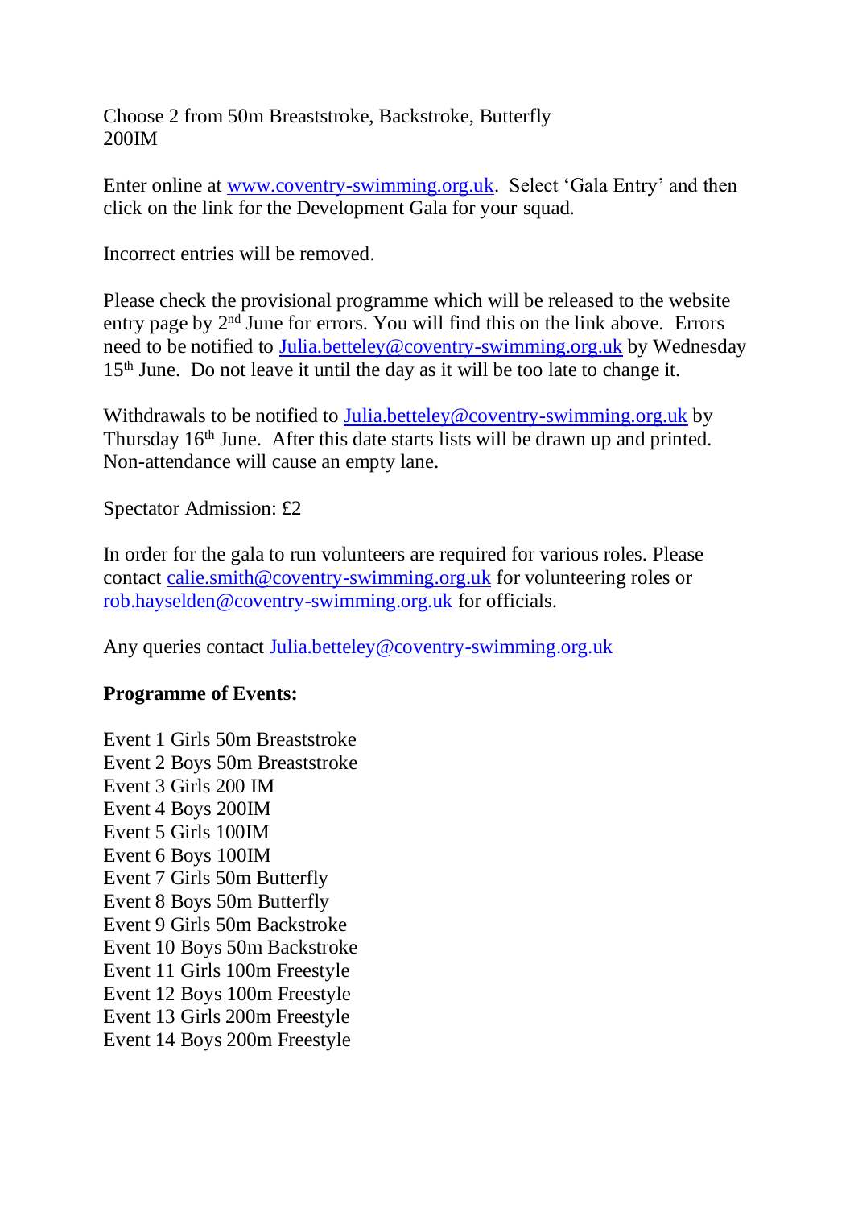Choose 2 from 50m Breaststroke, Backstroke, Butterfly
200IM

Enter online at [www.coventry-swimming.org.uk](http://www.coventry-swimming.org.uk). Select 'Gala Entry' and then click on the link for the Development Gala for your squad.

Incorrect entries will be removed.

Please check the provisional programme which will be released to the website entry page by 2nd June for errors. You will find this on the link above. Errors need to be notified to [Julia.betteley@coventry-swimming.org.uk](mailto:Julia.betteley@coventry-swimming.org.uk) by Wednesday 15th June. Do not leave it until the day as it will be too late to change it.

Withdrawals to be notified to [Julia.betteley@coventry-swimming.org.uk](mailto:Julia.betteley@coventry-swimming.org.uk) by Thursday 16th June. After this date starts lists will be drawn up and printed. Non-attendance will cause an empty lane.

Spectator Admission: £2

In order for the gala to run volunteers are required for various roles. Please contact [calie.smith@coventry-swimming.org.uk](mailto:calie.smith@coventry-swimming.org.uk) for volunteering roles or [rob.hayselden@coventry-swimming.org.uk](mailto:rob.hayselden@coventry-swimming.org.uk) for officials.

Any queries contact [Julia.betteley@coventry-swimming.org.uk](mailto:Julia.betteley@coventry-swimming.org.uk)

**Programme of Events:**

Event 1 Girls 50m Breaststroke
Event 2 Boys 50m Breaststroke
Event 3 Girls 200 IM
Event 4 Boys 200IM
Event 5 Girls 100IM
Event 6 Boys 100IM
Event 7 Girls 50m Butterfly
Event 8 Boys 50m Butterfly
Event 9 Girls 50m Backstroke
Event 10 Boys 50m Backstroke
Event 11 Girls 100m Freestyle
Event 12 Boys 100m Freestyle
Event 13 Girls 200m Freestyle
Event 14 Boys 200m Freestyle